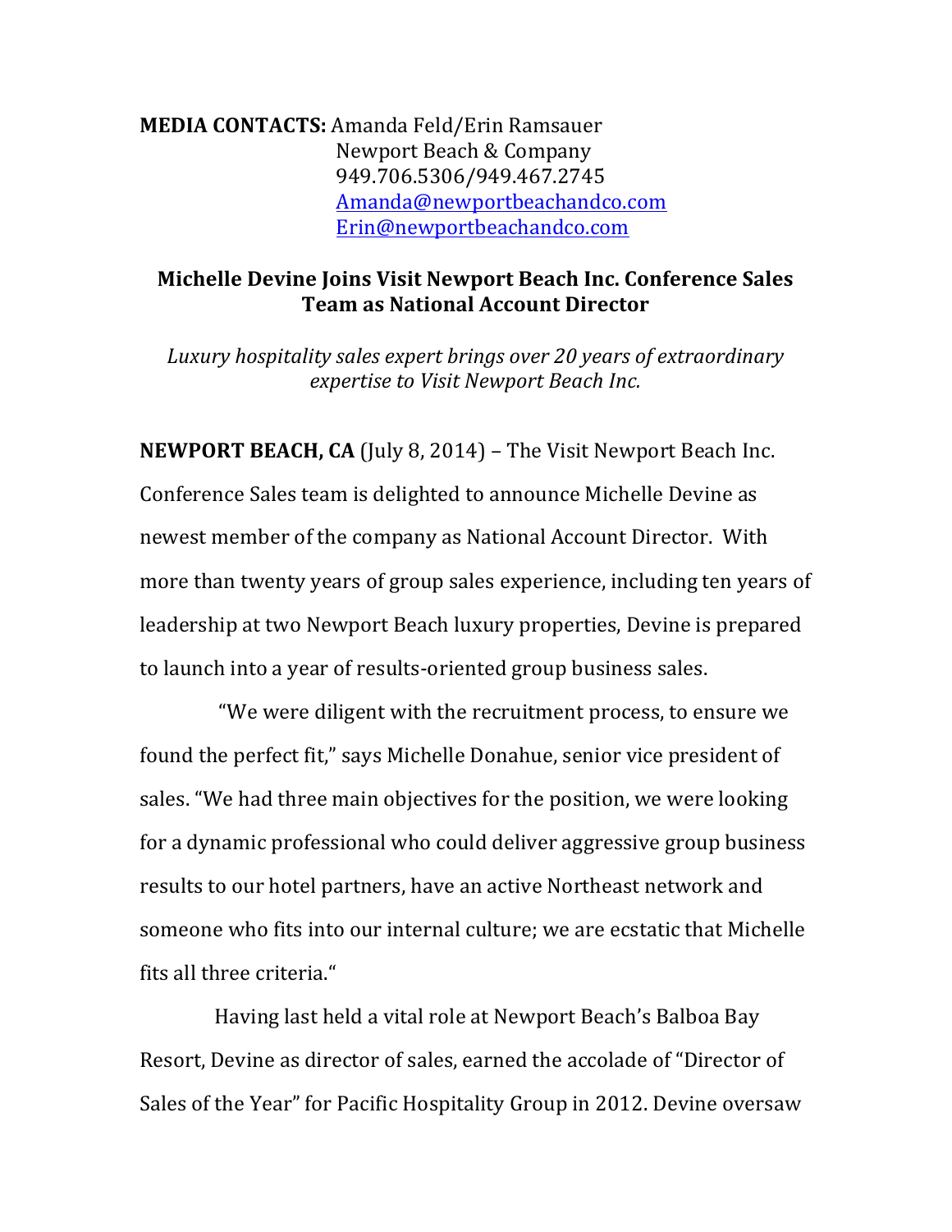**MEDIA CONTACTS:** Amanda Feld/Erin Ramsauer
Newport Beach & Company
949.706.5306/949.467.2745
[Amanda@newportbeachandco.com](mailto:Amanda@newportbeachandco.com)
[Erin@newportbeachandco.com](mailto:Erin@newportbeachandco.com)

## Michelle Devine Joins Visit Newport Beach Inc. Conference Sales Team as National Account Director

*Luxury hospitality sales expert brings over 20 years of extraordinary expertise to Visit Newport Beach Inc.*

**NEWPORT BEACH, CA** (July 8, 2014) – The Visit Newport Beach Inc. Conference Sales team is delighted to announce Michelle Devine as newest member of the company as National Account Director. With more than twenty years of group sales experience, including ten years of leadership at two Newport Beach luxury properties, Devine is prepared to launch into a year of results-oriented group business sales.

"We were diligent with the recruitment process, to ensure we found the perfect fit," says Michelle Donahue, senior vice president of sales. "We had three main objectives for the position, we were looking for a dynamic professional who could deliver aggressive group business results to our hotel partners, have an active Northeast network and someone who fits into our internal culture; we are ecstatic that Michelle fits all three criteria."

Having last held a vital role at Newport Beach's Balboa Bay Resort, Devine as director of sales, earned the accolade of "Director of Sales of the Year" for Pacific Hospitality Group in 2012. Devine oversaw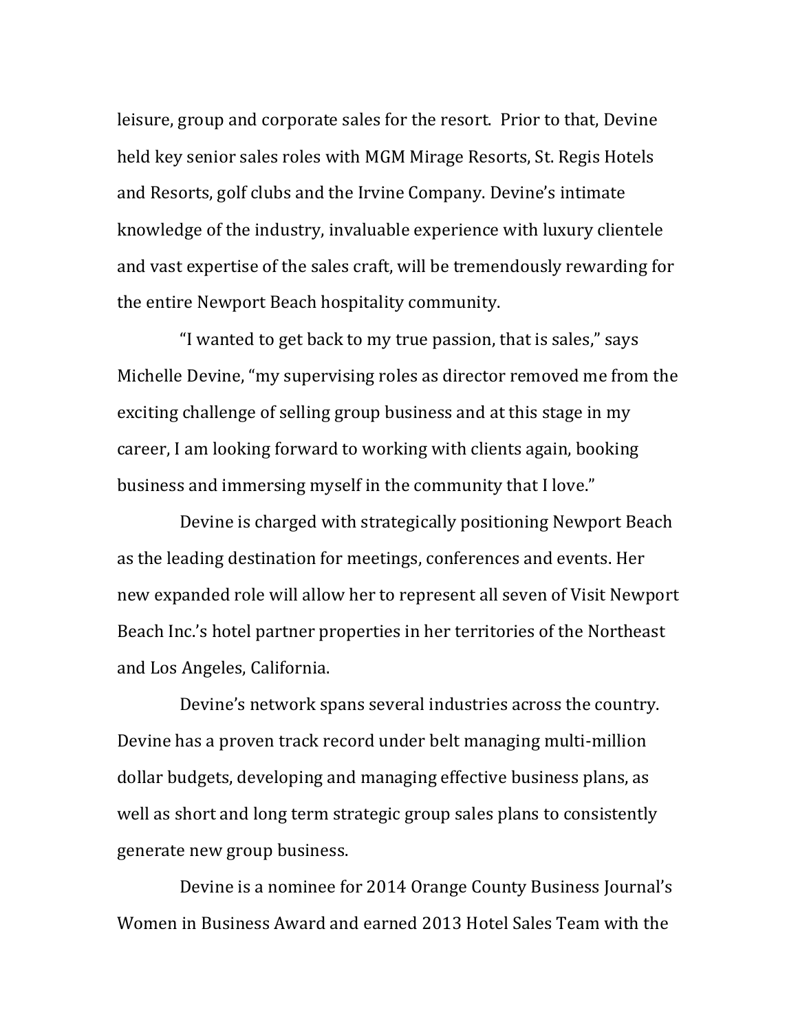leisure, group and corporate sales for the resort. Prior to that, Devine held key senior sales roles with MGM Mirage Resorts, St. Regis Hotels and Resorts, golf clubs and the Irvine Company. Devine's intimate knowledge of the industry, invaluable experience with luxury clientele and vast expertise of the sales craft, will be tremendously rewarding for the entire Newport Beach hospitality community.

"I wanted to get back to my true passion, that is sales," says Michelle Devine, "my supervising roles as director removed me from the exciting challenge of selling group business and at this stage in my career, I am looking forward to working with clients again, booking business and immersing myself in the community that I love."

Devine is charged with strategically positioning Newport Beach as the leading destination for meetings, conferences and events. Her new expanded role will allow her to represent all seven of Visit Newport Beach Inc.'s hotel partner properties in her territories of the Northeast and Los Angeles, California.

Devine's network spans several industries across the country. Devine has a proven track record under belt managing multi-million dollar budgets, developing and managing effective business plans, as well as short and long term strategic group sales plans to consistently generate new group business.

Devine is a nominee for 2014 Orange County Business Journal's Women in Business Award and earned 2013 Hotel Sales Team with the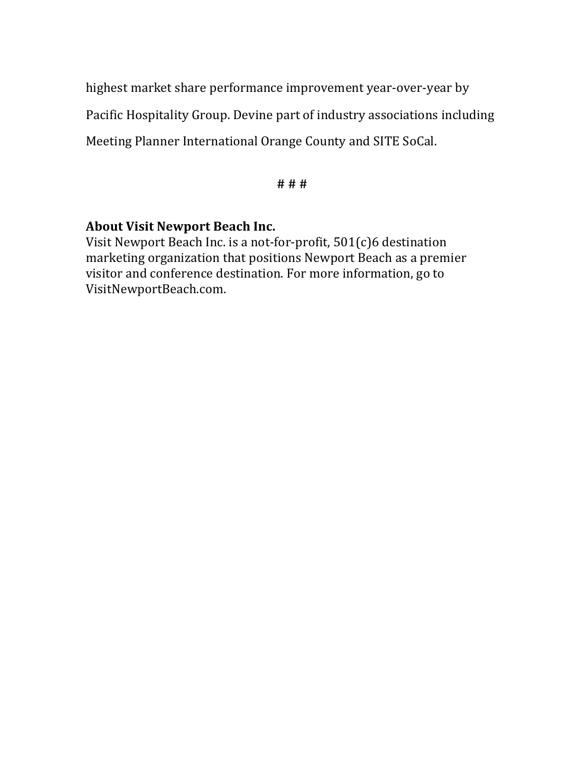highest market share performance improvement year-over-year by Pacific Hospitality Group. Devine part of industry associations including Meeting Planner International Orange County and SITE SoCal.

# # #

**About Visit Newport Beach Inc.**
Visit Newport Beach Inc. is a not-for-profit, 501(c)6 destination marketing organization that positions Newport Beach as a premier visitor and conference destination. For more information, go to VisitNewportBeach.com.